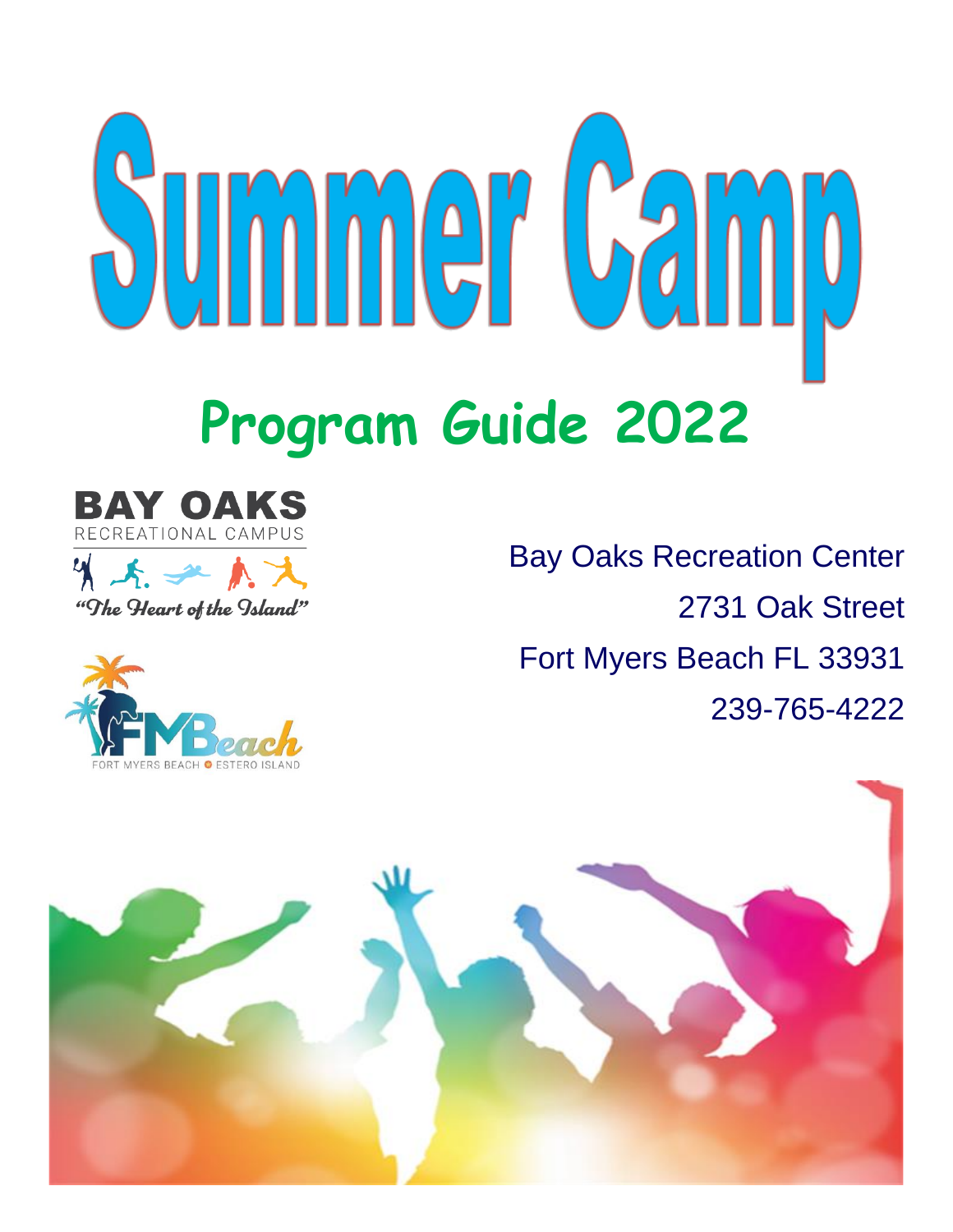# Summer Camp

## Program Guide 2022

BAY OAKS
RECREATIONAL CAMPUS
*"The Heart of the Island"*

FMBeach
FORT MYERS BEACH ● ESTERO ISLAND

Bay Oaks Recreation Center
2731 Oak Street
Fort Myers Beach FL 33931
239-765-4222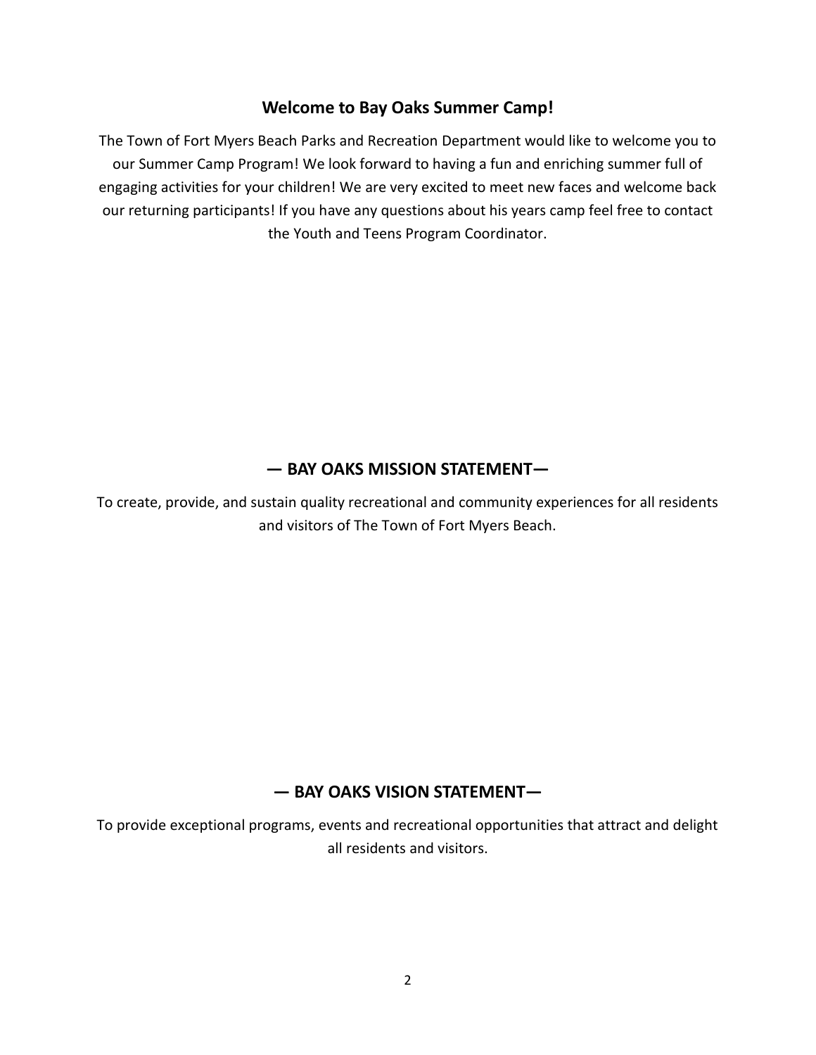## Welcome to Bay Oaks Summer Camp!

The Town of Fort Myers Beach Parks and Recreation Department would like to welcome you to our Summer Camp Program! We look forward to having a fun and enriching summer full of engaging activities for your children! We are very excited to meet new faces and welcome back our returning participants! If you have any questions about his years camp feel free to contact the Youth and Teens Program Coordinator.

## — BAY OAKS MISSION STATEMENT—

To create, provide, and sustain quality recreational and community experiences for all residents and visitors of The Town of Fort Myers Beach.

## — BAY OAKS VISION STATEMENT—

To provide exceptional programs, events and recreational opportunities that attract and delight all residents and visitors.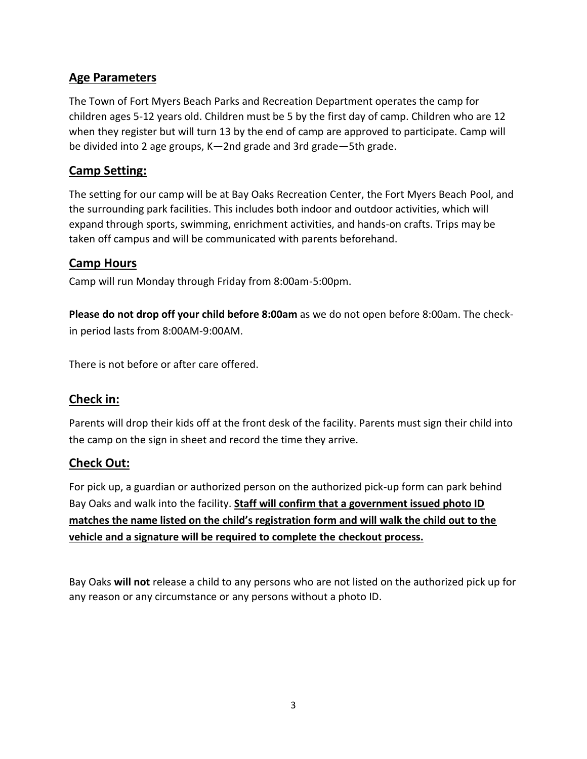## Age Parameters

The Town of Fort Myers Beach Parks and Recreation Department operates the camp for children ages 5-12 years old. Children must be 5 by the first day of camp. Children who are 12 when they register but will turn 13 by the end of camp are approved to participate. Camp will be divided into 2 age groups, K—2nd grade and 3rd grade—5th grade.

## Camp Setting:

The setting for our camp will be at Bay Oaks Recreation Center, the Fort Myers Beach Pool, and the surrounding park facilities. This includes both indoor and outdoor activities, which will expand through sports, swimming, enrichment activities, and hands-on crafts. Trips may be taken off campus and will be communicated with parents beforehand.

## Camp Hours

Camp will run Monday through Friday from 8:00am-5:00pm.

**Please do not drop off your child before 8:00am** as we do not open before 8:00am. The check-in period lasts from 8:00AM-9:00AM.

There is not before or after care offered.

## Check in:

Parents will drop their kids off at the front desk of the facility. Parents must sign their child into the camp on the sign in sheet and record the time they arrive.

## Check Out:

For pick up, a guardian or authorized person on the authorized pick-up form can park behind Bay Oaks and walk into the facility. **Staff will confirm that a government issued photo ID matches the name listed on the child's registration form and will walk the child out to the vehicle and a signature will be required to complete the checkout process.**

Bay Oaks **will not** release a child to any persons who are not listed on the authorized pick up for any reason or any circumstance or any persons without a photo ID.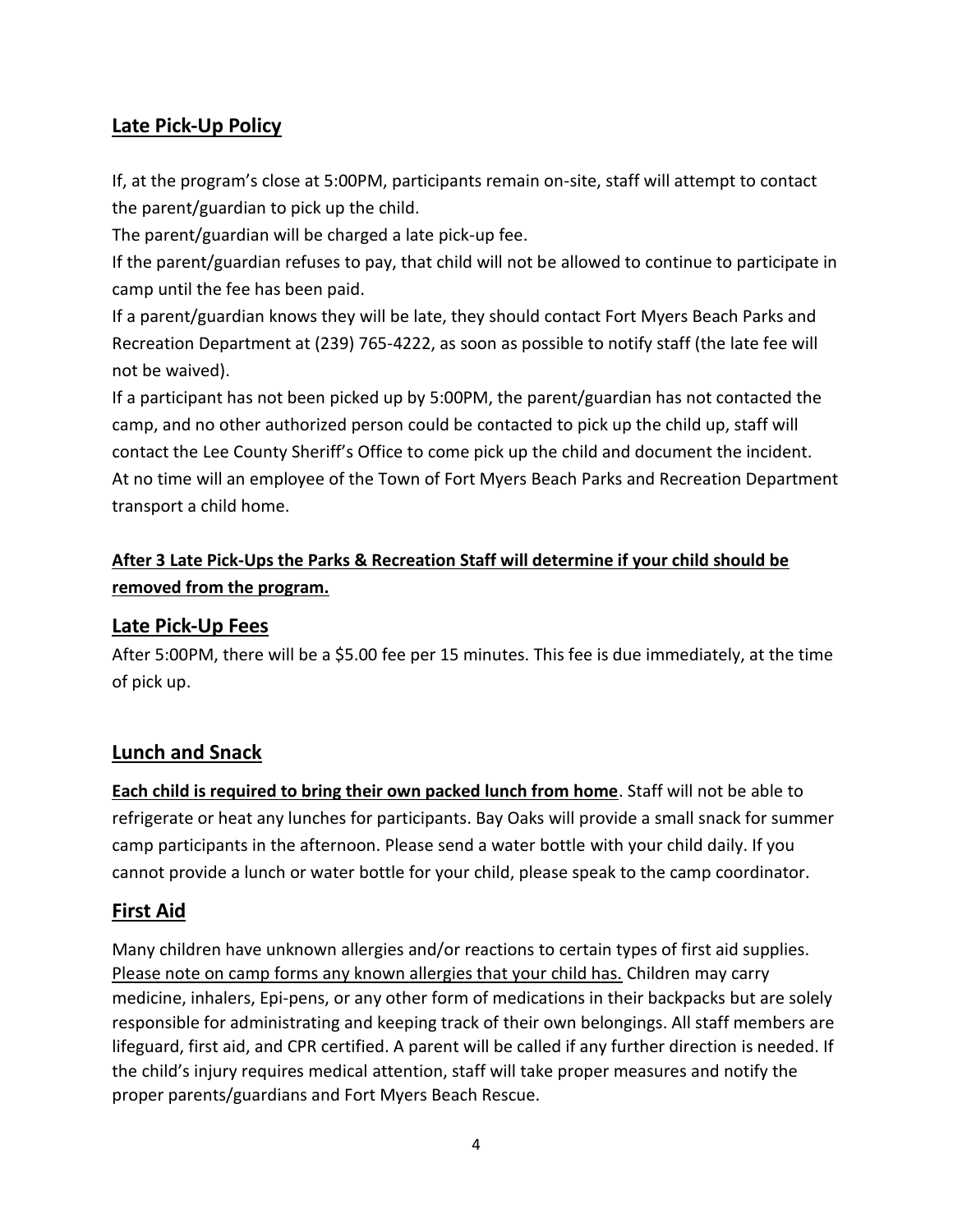## Late Pick-Up Policy

If, at the program's close at 5:00PM, participants remain on-site, staff will attempt to contact the parent/guardian to pick up the child.
The parent/guardian will be charged a late pick-up fee.
If the parent/guardian refuses to pay, that child will not be allowed to continue to participate in camp until the fee has been paid.
If a parent/guardian knows they will be late, they should contact Fort Myers Beach Parks and Recreation Department at (239) 765-4222, as soon as possible to notify staff (the late fee will not be waived).
If a participant has not been picked up by 5:00PM, the parent/guardian has not contacted the camp, and no other authorized person could be contacted to pick up the child up, staff will contact the Lee County Sheriff's Office to come pick up the child and document the incident.
At no time will an employee of the Town of Fort Myers Beach Parks and Recreation Department transport a child home.

**After 3 Late Pick-Ups the Parks & Recreation Staff will determine if your child should be removed from the program.**

## Late Pick-Up Fees

After 5:00PM, there will be a $5.00 fee per 15 minutes. This fee is due immediately, at the time of pick up.

## Lunch and Snack

**Each child is required to bring their own packed lunch from home**. Staff will not be able to refrigerate or heat any lunches for participants. Bay Oaks will provide a small snack for summer camp participants in the afternoon. Please send a water bottle with your child daily. If you cannot provide a lunch or water bottle for your child, please speak to the camp coordinator.

## First Aid

Many children have unknown allergies and/or reactions to certain types of first aid supplies. Please note on camp forms any known allergies that your child has. Children may carry medicine, inhalers, Epi-pens, or any other form of medications in their backpacks but are solely responsible for administrating and keeping track of their own belongings. All staff members are lifeguard, first aid, and CPR certified. A parent will be called if any further direction is needed. If the child's injury requires medical attention, staff will take proper measures and notify the proper parents/guardians and Fort Myers Beach Rescue.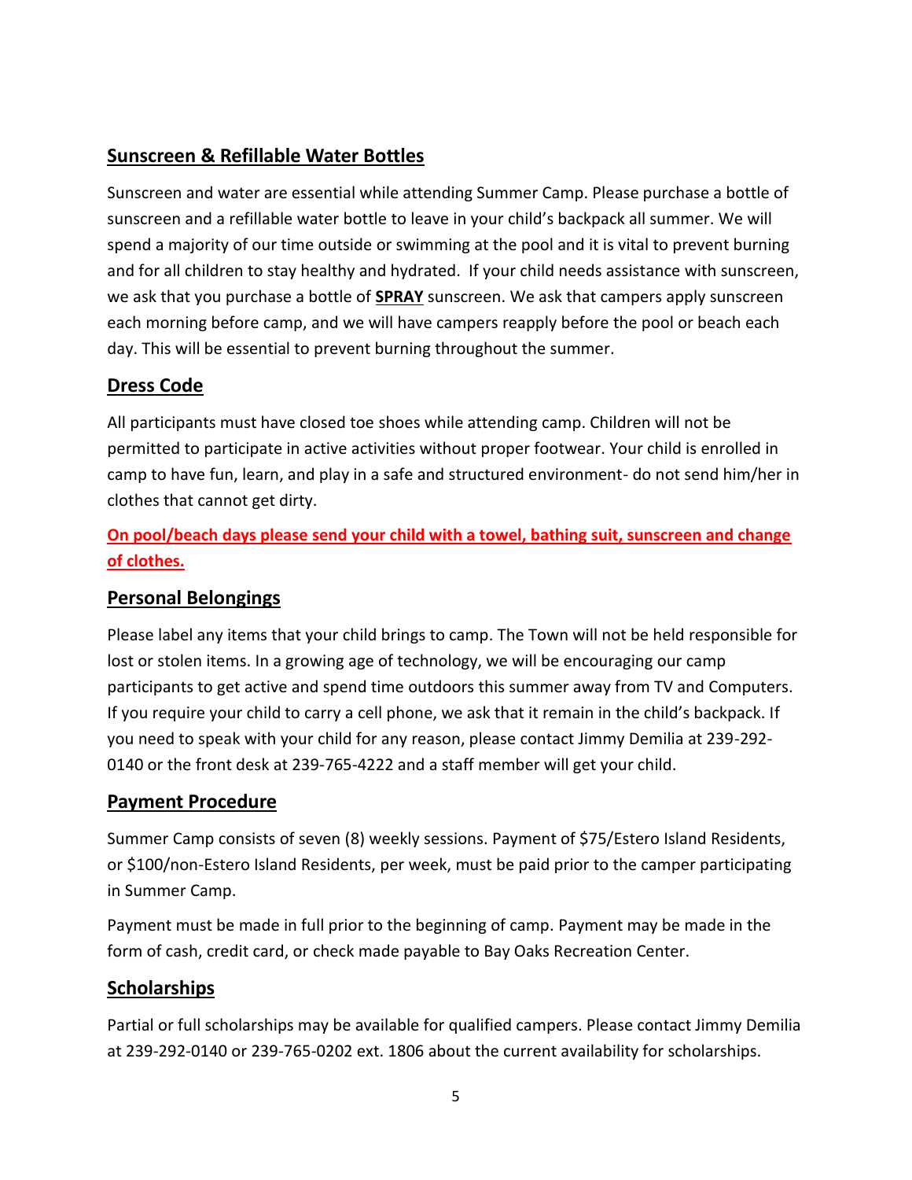## Sunscreen & Refillable Water Bottles

Sunscreen and water are essential while attending Summer Camp. Please purchase a bottle of sunscreen and a refillable water bottle to leave in your child's backpack all summer. We will spend a majority of our time outside or swimming at the pool and it is vital to prevent burning and for all children to stay healthy and hydrated. If your child needs assistance with sunscreen, we ask that you purchase a bottle of **SPRAY** sunscreen. We ask that campers apply sunscreen each morning before camp, and we will have campers reapply before the pool or beach each day. This will be essential to prevent burning throughout the summer.

## Dress Code

All participants must have closed toe shoes while attending camp. Children will not be permitted to participate in active activities without proper footwear. Your child is enrolled in camp to have fun, learn, and play in a safe and structured environment- do not send him/her in clothes that cannot get dirty.

**On pool/beach days please send your child with a towel, bathing suit, sunscreen and change of clothes.**

## Personal Belongings

Please label any items that your child brings to camp. The Town will not be held responsible for lost or stolen items. In a growing age of technology, we will be encouraging our camp participants to get active and spend time outdoors this summer away from TV and Computers. If you require your child to carry a cell phone, we ask that it remain in the child's backpack. If you need to speak with your child for any reason, please contact Jimmy Demilia at 239-292-0140 or the front desk at 239-765-4222 and a staff member will get your child.

## Payment Procedure

Summer Camp consists of seven (8) weekly sessions. Payment of $75/Estero Island Residents, or $100/non-Estero Island Residents, per week, must be paid prior to the camper participating in Summer Camp.

Payment must be made in full prior to the beginning of camp. Payment may be made in the form of cash, credit card, or check made payable to Bay Oaks Recreation Center.

## Scholarships

Partial or full scholarships may be available for qualified campers. Please contact Jimmy Demilia at 239-292-0140 or 239-765-0202 ext. 1806 about the current availability for scholarships.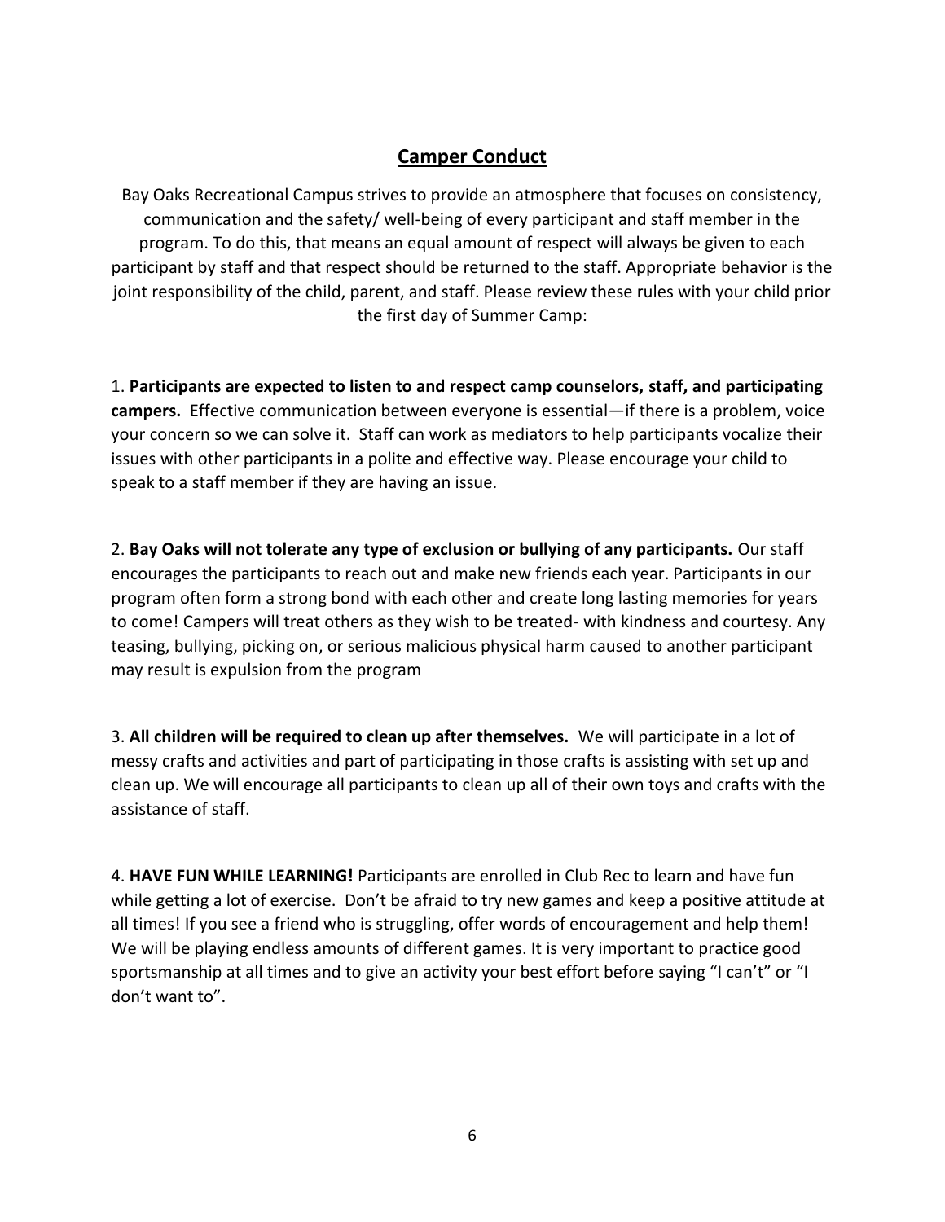## Camper Conduct

Bay Oaks Recreational Campus strives to provide an atmosphere that focuses on consistency, communication and the safety/ well-being of every participant and staff member in the program. To do this, that means an equal amount of respect will always be given to each participant by staff and that respect should be returned to the staff. Appropriate behavior is the joint responsibility of the child, parent, and staff. Please review these rules with your child prior the first day of Summer Camp:

1. **Participants are expected to listen to and respect camp counselors, staff, and participating campers.** Effective communication between everyone is essential—if there is a problem, voice your concern so we can solve it. Staff can work as mediators to help participants vocalize their issues with other participants in a polite and effective way. Please encourage your child to speak to a staff member if they are having an issue.

2. **Bay Oaks will not tolerate any type of exclusion or bullying of any participants.** Our staff encourages the participants to reach out and make new friends each year. Participants in our program often form a strong bond with each other and create long lasting memories for years to come! Campers will treat others as they wish to be treated- with kindness and courtesy. Any teasing, bullying, picking on, or serious malicious physical harm caused to another participant may result is expulsion from the program

3. **All children will be required to clean up after themselves.** We will participate in a lot of messy crafts and activities and part of participating in those crafts is assisting with set up and clean up. We will encourage all participants to clean up all of their own toys and crafts with the assistance of staff.

4. **HAVE FUN WHILE LEARNING!** Participants are enrolled in Club Rec to learn and have fun while getting a lot of exercise. Don't be afraid to try new games and keep a positive attitude at all times! If you see a friend who is struggling, offer words of encouragement and help them! We will be playing endless amounts of different games. It is very important to practice good sportsmanship at all times and to give an activity your best effort before saying "I can't" or "I don't want to".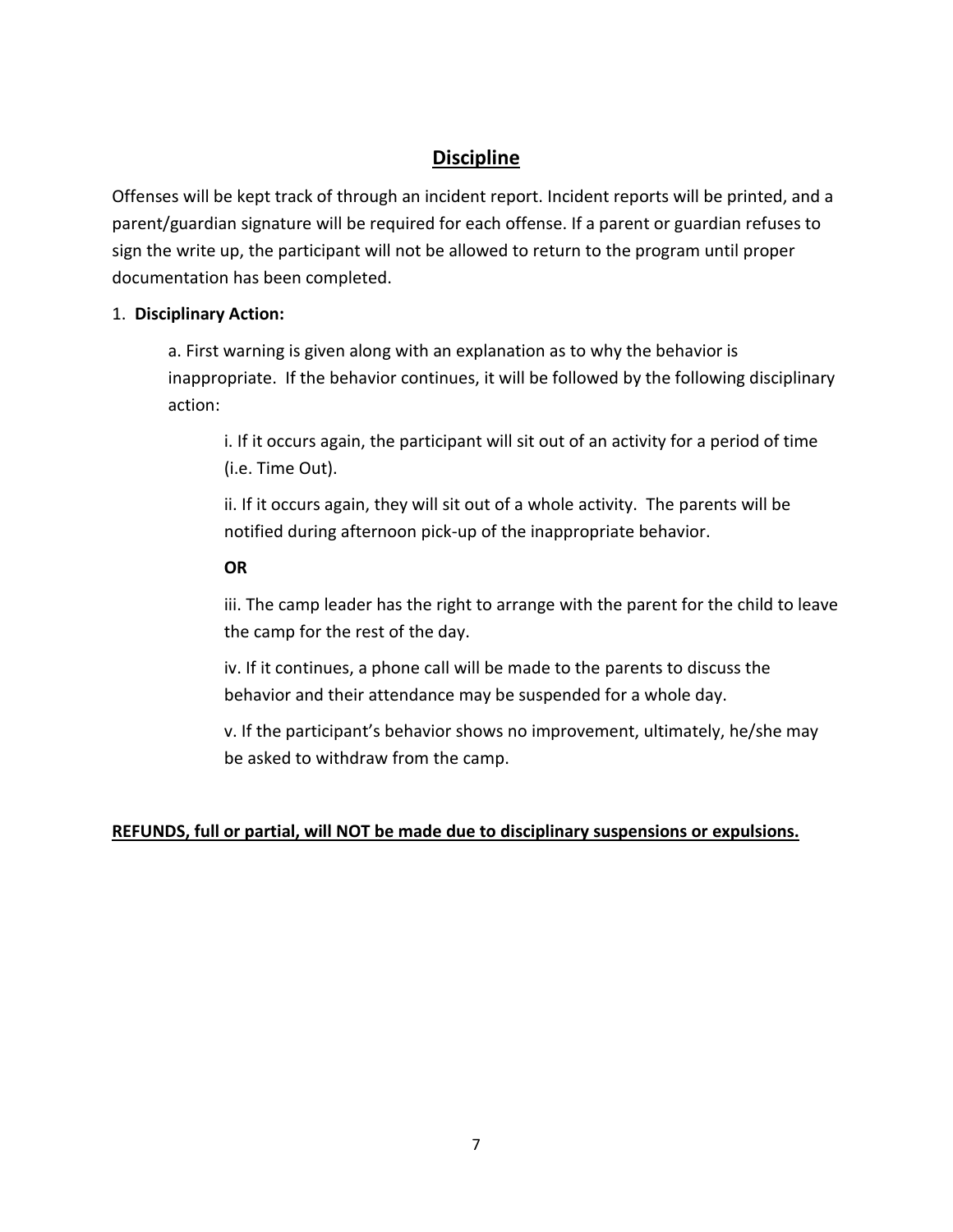## Discipline

Offenses will be kept track of through an incident report. Incident reports will be printed, and a parent/guardian signature will be required for each offense. If a parent or guardian refuses to sign the write up, the participant will not be allowed to return to the program until proper documentation has been completed.

1. **Disciplinary Action:**

   a. First warning is given along with an explanation as to why the behavior is inappropriate. If the behavior continues, it will be followed by the following disciplinary action:

      i. If it occurs again, the participant will sit out of an activity for a period of time (i.e. Time Out).

      ii. If it occurs again, they will sit out of a whole activity. The parents will be notified during afternoon pick-up of the inappropriate behavior.

      **OR**

      iii. The camp leader has the right to arrange with the parent for the child to leave the camp for the rest of the day.

      iv. If it continues, a phone call will be made to the parents to discuss the behavior and their attendance may be suspended for a whole day.

      v. If the participant's behavior shows no improvement, ultimately, he/she may be asked to withdraw from the camp.

**REFUNDS, full or partial, will NOT be made due to disciplinary suspensions or expulsions.**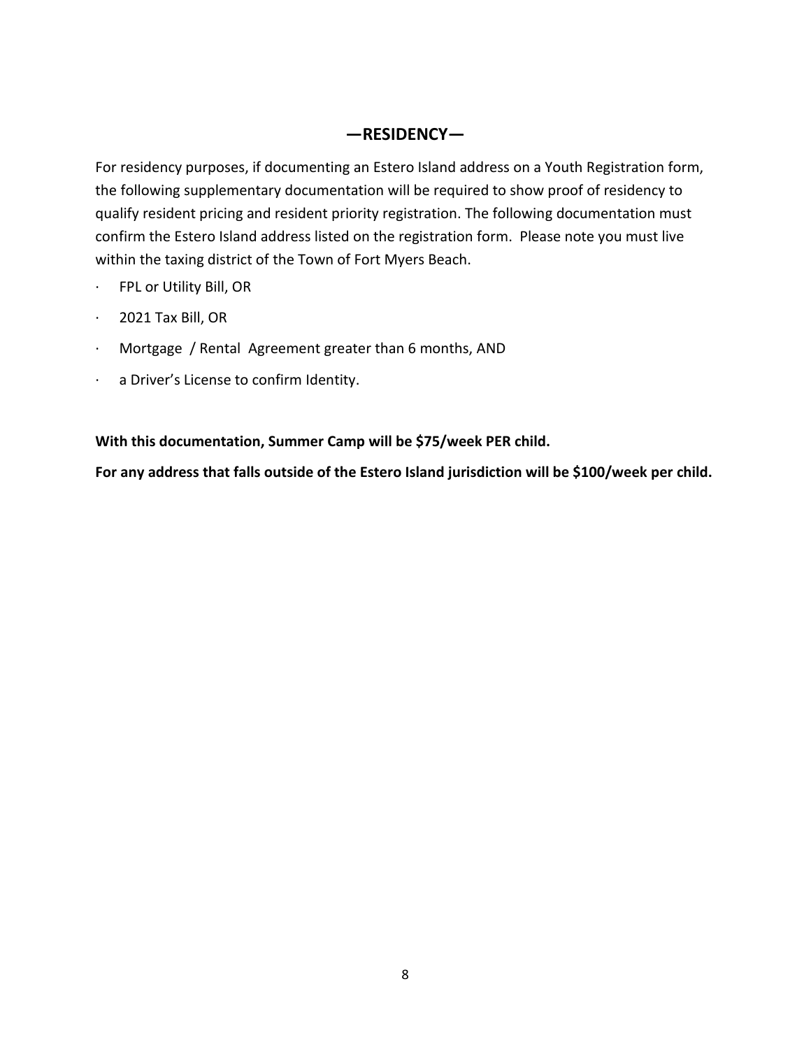## —RESIDENCY—

For residency purposes, if documenting an Estero Island address on a Youth Registration form, the following supplementary documentation will be required to show proof of residency to qualify resident pricing and resident priority registration. The following documentation must confirm the Estero Island address listed on the registration form. Please note you must live within the taxing district of the Town of Fort Myers Beach.

- FPL or Utility Bill, OR
- 2021 Tax Bill, OR
- Mortgage / Rental Agreement greater than 6 months, AND
- a Driver's License to confirm Identity.

**With this documentation, Summer Camp will be $75/week PER child.**

**For any address that falls outside of the Estero Island jurisdiction will be $100/week per child.**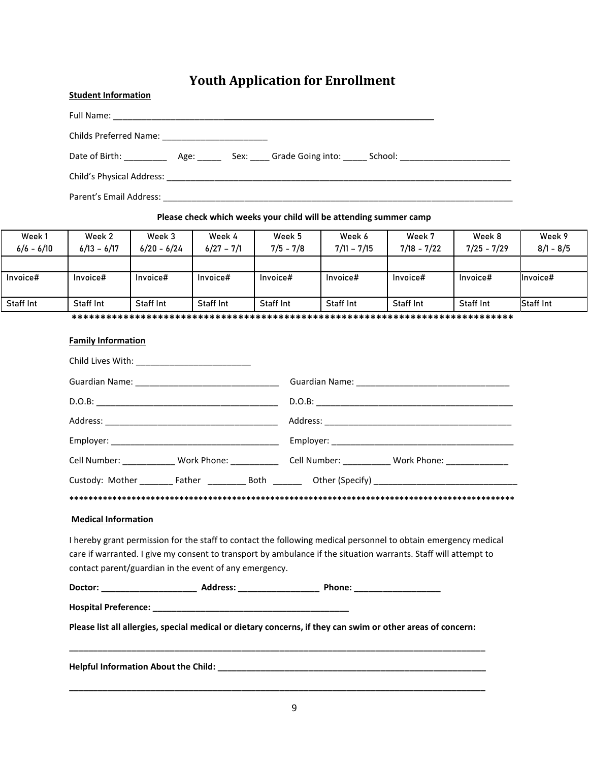# Youth Application for Enrollment

**Student Information**

Full Name: ______________________________________________________________________

Childs Preferred Name: ______________________

Date of Birth: _________ Age: _____ Sex: ____ Grade Going into: _____ School: _______________________

Child's Physical Address: ___________________________________________________________________________

Parent's Email Address: ____________________________________________________________________________

**Please check which weeks your child will be attending summer camp**

| Week 1 6/6 – 6/10 | Week 2 6/13 – 6/17 | Week 3 6/20 – 6/24 | Week 4 6/27 – 7/1 | Week 5 7/5 – 7/8 | Week 6 7/11 – 7/15 | Week 7 7/18 – 7/22 | Week 8 7/25 – 7/29 | Week 9 8/1 – 8/5 |
|---|---|---|---|---|---|---|---|---|
| | | | | | | | | |
| Invoice# | Invoice# | Invoice# | Invoice# | Invoice# | Invoice# | Invoice# | Invoice# | Invoice# |
| Staff Int | Staff Int | Staff Int | Staff Int | Staff Int | Staff Int | Staff Int | Staff Int | Staff Int |

*****************************************************************************

**Family Information**

Child Lives With: ________________________

Guardian Name: ______________________________ Guardian Name: ________________________________

D.O.B: ______________________________________ D.O.B: ____________________________________________

Address: ____________________________________ Address: ________________________________________

Employer: ___________________________________ Employer: _______________________________________

Cell Number: ___________ Work Phone: __________ Cell Number: __________ Work Phone: _____________

Custody: Mother _______ Father ________ Both ______ Other (Specify) ______________________________

***************************************************************************************************

**Medical Information**

I hereby grant permission for the staff to contact the following medical personnel to obtain emergency medical care if warranted. I give my consent to transport by ambulance if the situation warrants. Staff will attempt to contact parent/guardian in the event of any emergency.

**Doctor: ____________________ Address: _________________ Phone: __________________**

**Hospital Preference: __________________________________________**

**Please list all allergies, special medical or dietary concerns, if they can swim or other areas of concern:**

**_____________________________________________________________________________________________**

**Helpful Information About the Child: _________________________________________________________**

**_____________________________________________________________________________________________**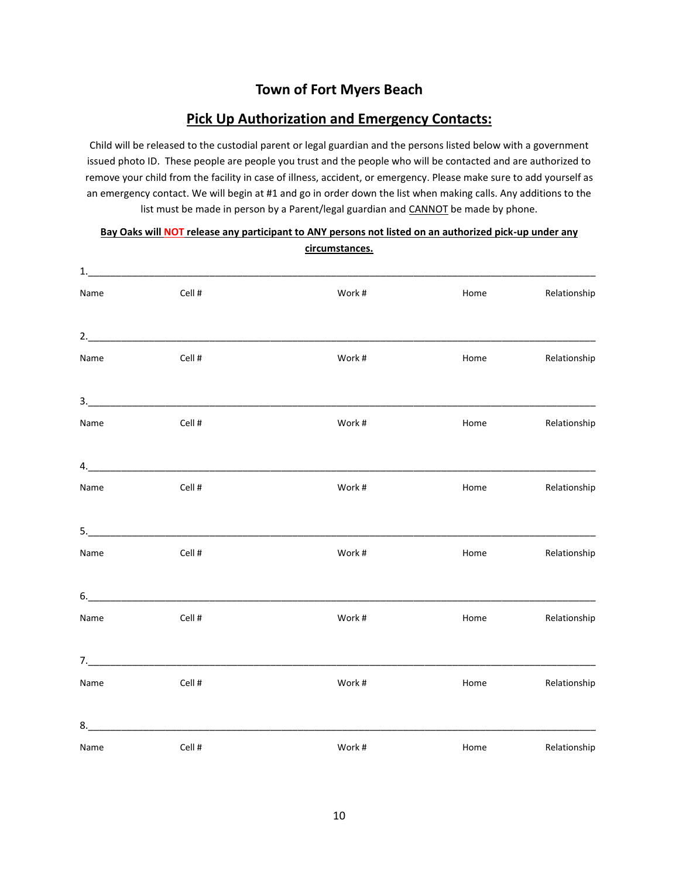## Town of Fort Myers Beach

## Pick Up Authorization and Emergency Contacts:

Child will be released to the custodial parent or legal guardian and the persons listed below with a government issued photo ID. These people are people you trust and the people who will be contacted and are authorized to remove your child from the facility in case of illness, accident, or emergency. Please make sure to add yourself as an emergency contact. We will begin at #1 and go in order down the list when making calls. Any additions to the list must be made in person by a Parent/legal guardian and CANNOT be made by phone.

**Bay Oaks will NOT release any participant to ANY persons not listed on an authorized pick-up under any circumstances.**

1.___________________________________________________________________________________

Name Cell # Work # Home Relationship

2.___________________________________________________________________________________

Name Cell # Work # Home Relationship

3.___________________________________________________________________________________

Name Cell # Work # Home Relationship

4.___________________________________________________________________________________

Name Cell # Work # Home Relationship

5.___________________________________________________________________________________

Name Cell # Work # Home Relationship

6.___________________________________________________________________________________

Name Cell # Work # Home Relationship

7.___________________________________________________________________________________

Name Cell # Work # Home Relationship

8.___________________________________________________________________________________

Name Cell # Work # Home Relationship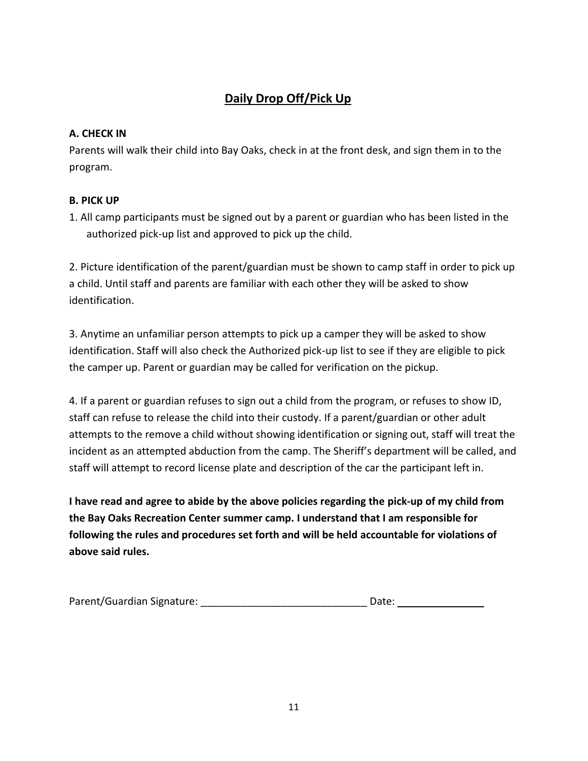## Daily Drop Off/Pick Up

**A. CHECK IN**

Parents will walk their child into Bay Oaks, check in at the front desk, and sign them in to the program.

**B. PICK UP**

1. All camp participants must be signed out by a parent or guardian who has been listed in the authorized pick-up list and approved to pick up the child.

2. Picture identification of the parent/guardian must be shown to camp staff in order to pick up a child. Until staff and parents are familiar with each other they will be asked to show identification.

3. Anytime an unfamiliar person attempts to pick up a camper they will be asked to show identification. Staff will also check the Authorized pick-up list to see if they are eligible to pick the camper up. Parent or guardian may be called for verification on the pickup.

4. If a parent or guardian refuses to sign out a child from the program, or refuses to show ID, staff can refuse to release the child into their custody. If a parent/guardian or other adult attempts to the remove a child without showing identification or signing out, staff will treat the incident as an attempted abduction from the camp. The Sheriff's department will be called, and staff will attempt to record license plate and description of the car the participant left in.

**I have read and agree to abide by the above policies regarding the pick-up of my child from the Bay Oaks Recreation Center summer camp. I understand that I am responsible for following the rules and procedures set forth and will be held accountable for violations of above said rules.**

Parent/Guardian Signature: ______________________________ Date: ________________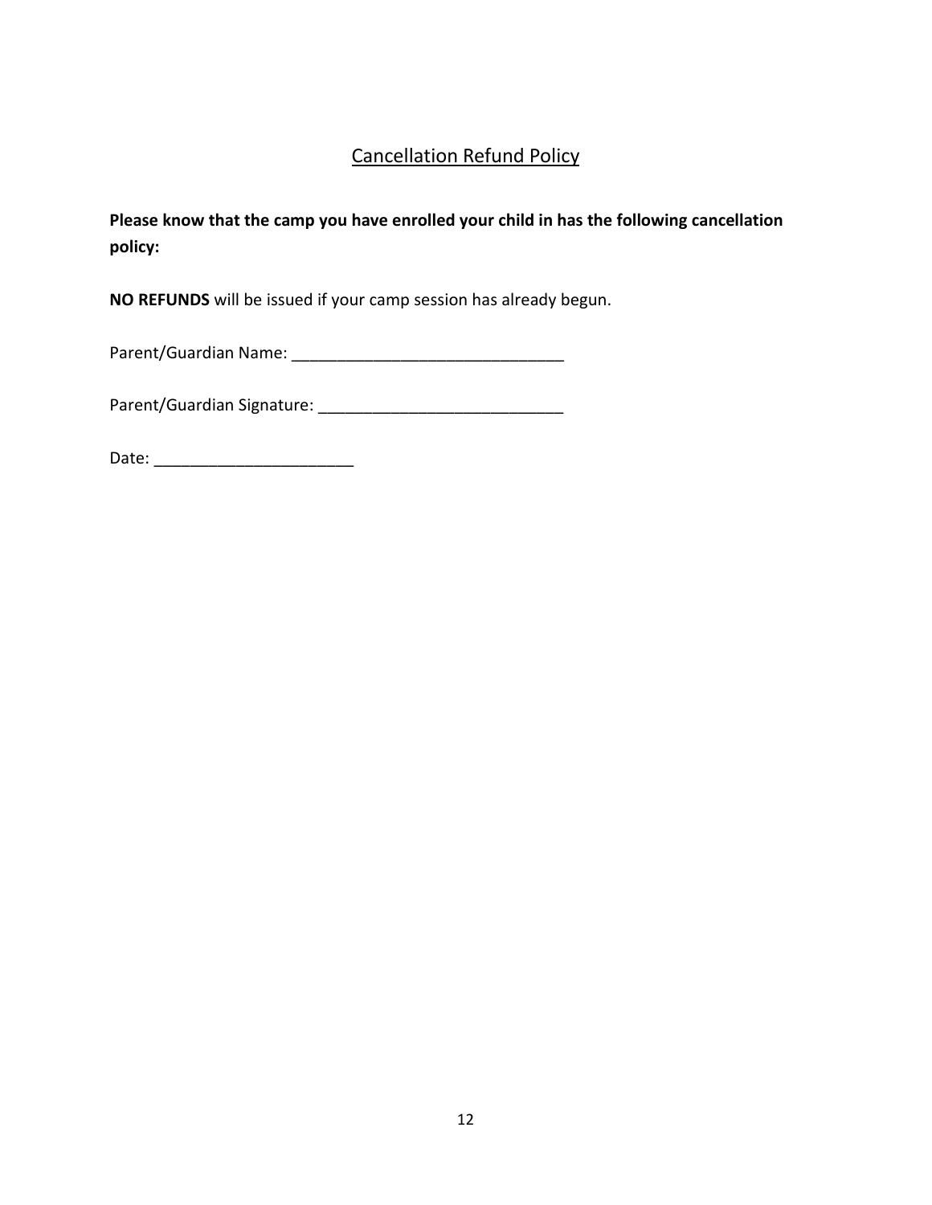## Cancellation Refund Policy

**Please know that the camp you have enrolled your child in has the following cancellation policy:**

**NO REFUNDS** will be issued if your camp session has already begun.

Parent/Guardian Name: ______________________________

Parent/Guardian Signature: ___________________________

Date: ______________________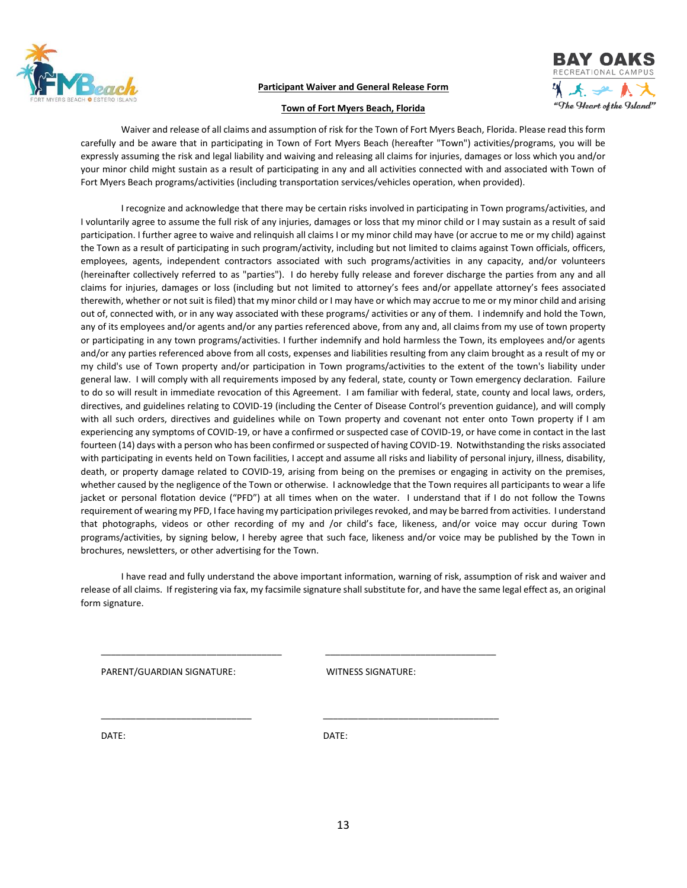**Participant Waiver and General Release Form**

**Town of Fort Myers Beach, Florida**

Waiver and release of all claims and assumption of risk for the Town of Fort Myers Beach, Florida. Please read this form carefully and be aware that in participating in Town of Fort Myers Beach (hereafter "Town") activities/programs, you will be expressly assuming the risk and legal liability and waiving and releasing all claims for injuries, damages or loss which you and/or your minor child might sustain as a result of participating in any and all activities connected with and associated with Town of Fort Myers Beach programs/activities (including transportation services/vehicles operation, when provided).

I recognize and acknowledge that there may be certain risks involved in participating in Town programs/activities, and I voluntarily agree to assume the full risk of any injuries, damages or loss that my minor child or I may sustain as a result of said participation. I further agree to waive and relinquish all claims I or my minor child may have (or accrue to me or my child) against the Town as a result of participating in such program/activity, including but not limited to claims against Town officials, officers, employees, agents, independent contractors associated with such programs/activities in any capacity, and/or volunteers (hereinafter collectively referred to as "parties"). I do hereby fully release and forever discharge the parties from any and all claims for injuries, damages or loss (including but not limited to attorney's fees and/or appellate attorney's fees associated therewith, whether or not suit is filed) that my minor child or I may have or which may accrue to me or my minor child and arising out of, connected with, or in any way associated with these programs/ activities or any of them. I indemnify and hold the Town, any of its employees and/or agents and/or any parties referenced above, from any and, all claims from my use of town property or participating in any town programs/activities. I further indemnify and hold harmless the Town, its employees and/or agents and/or any parties referenced above from all costs, expenses and liabilities resulting from any claim brought as a result of my or my child's use of Town property and/or participation in Town programs/activities to the extent of the town's liability under general law. I will comply with all requirements imposed by any federal, state, county or Town emergency declaration. Failure to do so will result in immediate revocation of this Agreement. I am familiar with federal, state, county and local laws, orders, directives, and guidelines relating to COVID-19 (including the Center of Disease Control's prevention guidance), and will comply with all such orders, directives and guidelines while on Town property and covenant not enter onto Town property if I am experiencing any symptoms of COVID-19, or have a confirmed or suspected case of COVID-19, or have come in contact in the last fourteen (14) days with a person who has been confirmed or suspected of having COVID-19. Notwithstanding the risks associated with participating in events held on Town facilities, I accept and assume all risks and liability of personal injury, illness, disability, death, or property damage related to COVID-19, arising from being on the premises or engaging in activity on the premises, whether caused by the negligence of the Town or otherwise. I acknowledge that the Town requires all participants to wear a life jacket or personal flotation device ("PFD") at all times when on the water. I understand that if I do not follow the Towns requirement of wearing my PFD, I face having my participation privileges revoked, and may be barred from activities. I understand that photographs, videos or other recording of my and /or child's face, likeness, and/or voice may occur during Town programs/activities, by signing below, I hereby agree that such face, likeness and/or voice may be published by the Town in brochures, newsletters, or other advertising for the Town.

I have read and fully understand the above important information, warning of risk, assumption of risk and waiver and release of all claims. If registering via fax, my facsimile signature shall substitute for, and have the same legal effect as, an original form signature.

\_\_\_\_\_\_\_\_\_\_\_\_\_\_\_\_\_\_\_\_\_\_\_\_\_\_\_\_\_\_\_\_\_\_\_ \_\_\_\_\_\_\_\_\_\_\_\_\_\_\_\_\_\_\_\_\_\_\_\_\_\_\_\_\_\_\_\_\_\_\_

PARENT/GUARDIAN SIGNATURE: WITNESS SIGNATURE:

\_\_\_\_\_\_\_\_\_\_\_\_\_\_\_\_\_\_\_\_\_\_\_\_\_\_\_\_\_\_\_\_\_\_\_ \_\_\_\_\_\_\_\_\_\_\_\_\_\_\_\_\_\_\_\_\_\_\_\_\_\_\_\_\_\_\_\_\_\_\_

DATE: DATE: